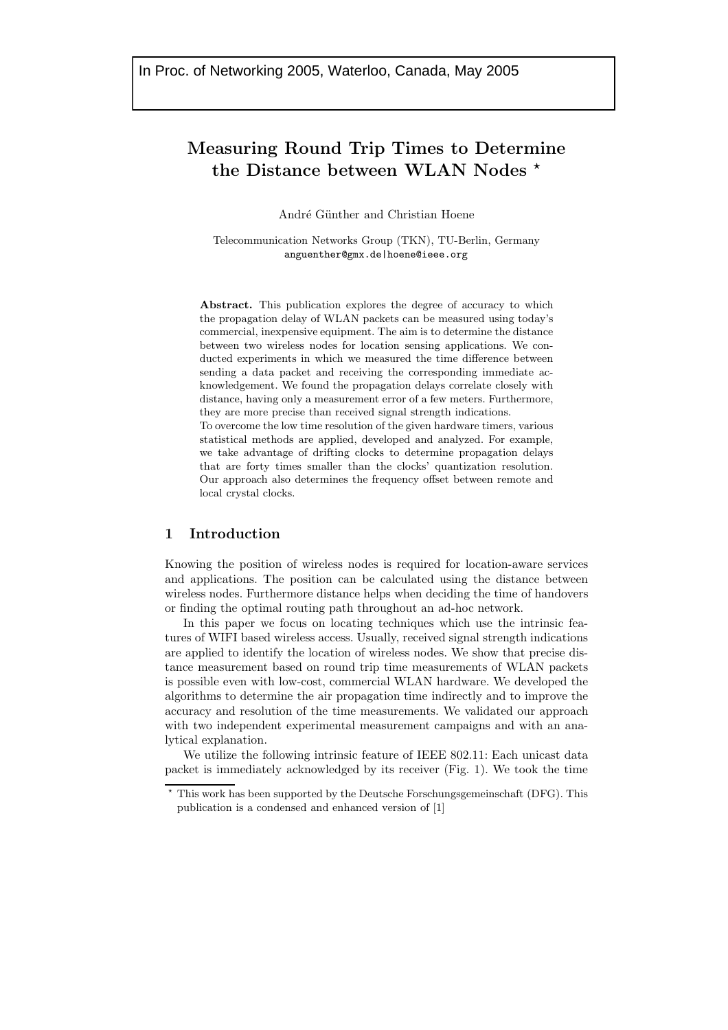In Proc. of Networking 2005, Waterloo, Canada, May 2005

# Measuring Round Trip Times to Determine the Distance between WLAN Nodes *

André Günther and Christian Hoene

Telecommunication Networks Group (TKN), TU-Berlin, Germany
anguenther@gmx.de|hoene@ieee.org

**Abstract.** This publication explores the degree of accuracy to which the propagation delay of WLAN packets can be measured using today's commercial, inexpensive equipment. The aim is to determine the distance between two wireless nodes for location sensing applications. We conducted experiments in which we measured the time difference between sending a data packet and receiving the corresponding immediate acknowledgement. We found the propagation delays correlate closely with distance, having only a measurement error of a few meters. Furthermore, they are more precise than received signal strength indications.
To overcome the low time resolution of the given hardware timers, various statistical methods are applied, developed and analyzed. For example, we take advantage of drifting clocks to determine propagation delays that are forty times smaller than the clocks' quantization resolution. Our approach also determines the frequency offset between remote and local crystal clocks.

## 1 Introduction

Knowing the position of wireless nodes is required for location-aware services and applications. The position can be calculated using the distance between wireless nodes. Furthermore distance helps when deciding the time of handovers or finding the optimal routing path throughout an ad-hoc network.

In this paper we focus on locating techniques which use the intrinsic features of WIFI based wireless access. Usually, received signal strength indications are applied to identify the location of wireless nodes. We show that precise distance measurement based on round trip time measurements of WLAN packets is possible even with low-cost, commercial WLAN hardware. We developed the algorithms to determine the air propagation time indirectly and to improve the accuracy and resolution of the time measurements. We validated our approach with two independent experimental measurement campaigns and with an analytical explanation.

We utilize the following intrinsic feature of IEEE 802.11: Each unicast data packet is immediately acknowledged by its receiver (Fig. 1). We took the time

* This work has been supported by the Deutsche Forschungsgemeinschaft (DFG). This publication is a condensed and enhanced version of [1]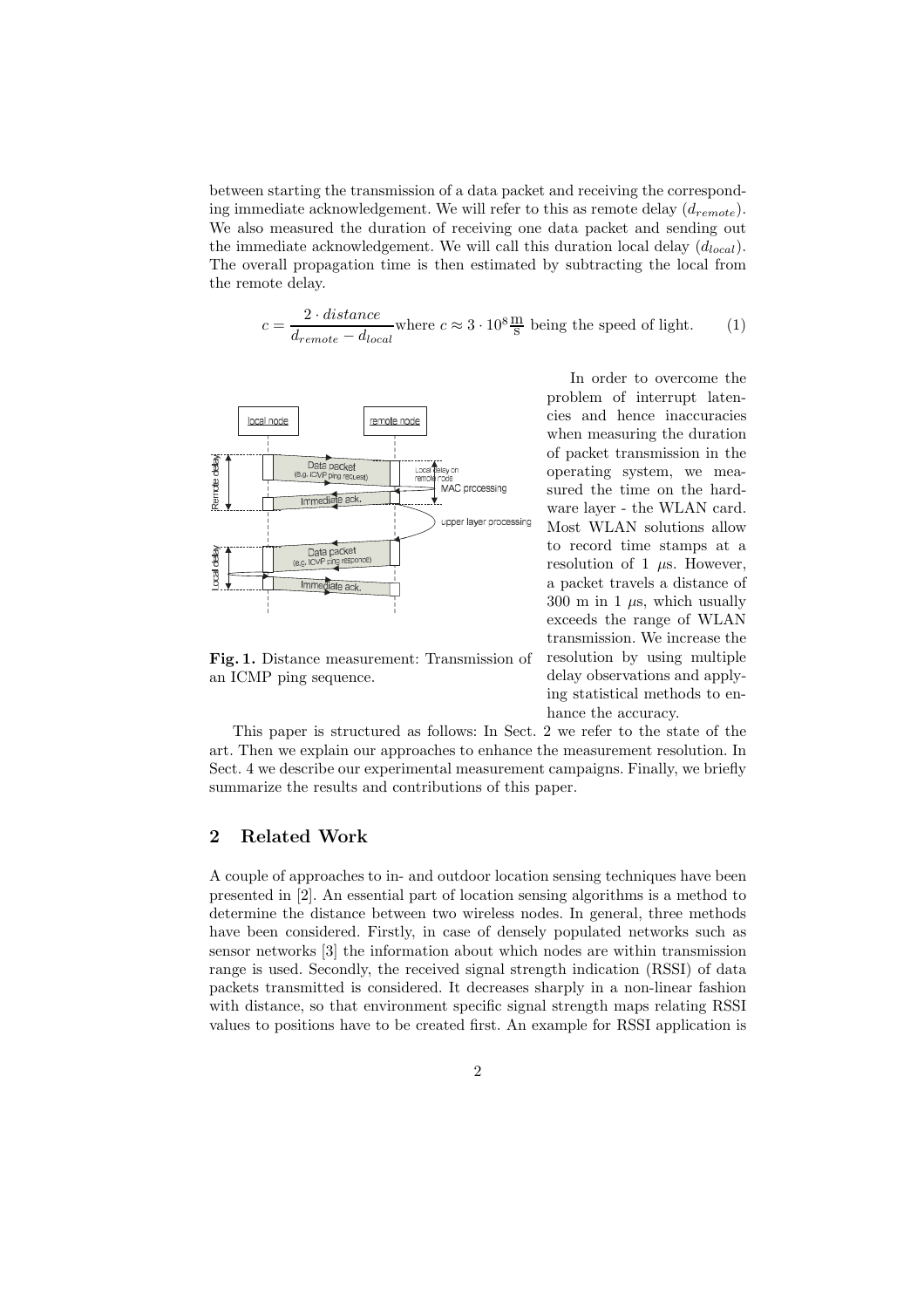between starting the transmission of a data packet and receiving the corresponding immediate acknowledgement. We will refer to this as remote delay ($d_{remote}$). We also measured the duration of receiving one data packet and sending out the immediate acknowledgement. We will call this duration local delay ($d_{local}$). The overall propagation time is then estimated by subtracting the local from the remote delay.

$$c = \frac{2 \cdot distance}{d_{remote} - d_{local}} \text{where } c \approx 3 \cdot 10^8 \frac{\text{m}}{\text{s}} \text{ being the speed of light.} \quad (1)$$

local node

remote node

Remote delay

Data packet
(e.g. ICMP ping request)

Local delay on remote node

MAC processing

Immediate ack.

upper layer processing

Local delay

Data packet
(e.g. ICMP ping responce)

Immediate ack.

**Fig. 1.** Distance measurement: Transmission of an ICMP ping sequence.

In order to overcome the problem of interrupt latencies and hence inaccuracies when measuring the duration of packet transmission in the operating system, we measured the time on the hardware layer - the WLAN card. Most WLAN solutions allow to record time stamps at a resolution of 1 $\mu$s. However, a packet travels a distance of 300 m in 1 $\mu$s, which usually exceeds the range of WLAN transmission. We increase the resolution by using multiple delay observations and applying statistical methods to enhance the accuracy.

This paper is structured as follows: In Sect. 2 we refer to the state of the art. Then we explain our approaches to enhance the measurement resolution. In Sect. 4 we describe our experimental measurement campaigns. Finally, we briefly summarize the results and contributions of this paper.

## 2 Related Work

A couple of approaches to in- and outdoor location sensing techniques have been presented in [2]. An essential part of location sensing algorithms is a method to determine the distance between two wireless nodes. In general, three methods have been considered. Firstly, in case of densely populated networks such as sensor networks [3] the information about which nodes are within transmission range is used. Secondly, the received signal strength indication (RSSI) of data packets transmitted is considered. It decreases sharply in a non-linear fashion with distance, so that environment specific signal strength maps relating RSSI values to positions have to be created first. An example for RSSI application is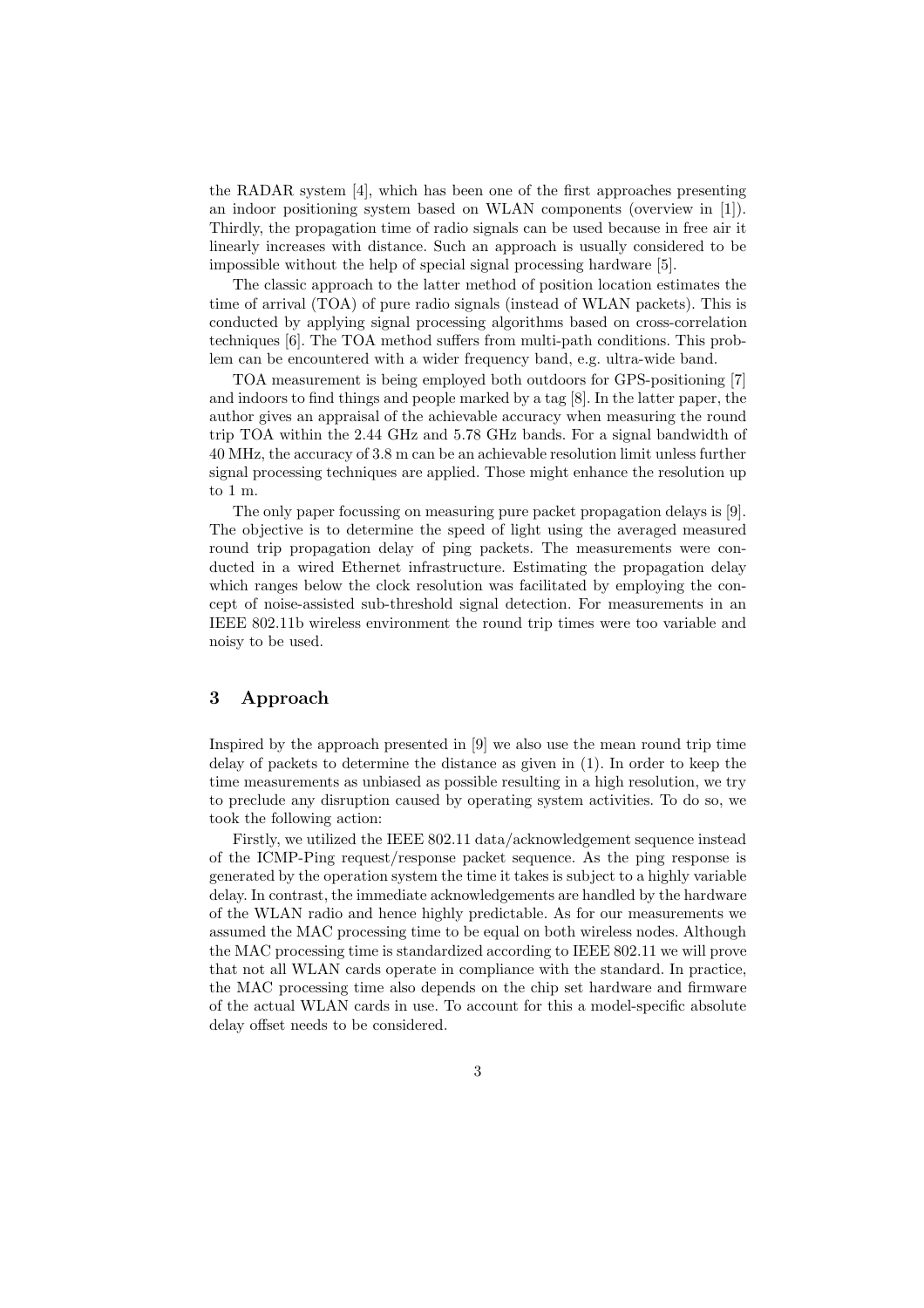the RADAR system [4], which has been one of the first approaches presenting an indoor positioning system based on WLAN components (overview in [1]). Thirdly, the propagation time of radio signals can be used because in free air it linearly increases with distance. Such an approach is usually considered to be impossible without the help of special signal processing hardware [5].

The classic approach to the latter method of position location estimates the time of arrival (TOA) of pure radio signals (instead of WLAN packets). This is conducted by applying signal processing algorithms based on cross-correlation techniques [6]. The TOA method suffers from multi-path conditions. This problem can be encountered with a wider frequency band, e.g. ultra-wide band.

TOA measurement is being employed both outdoors for GPS-positioning [7] and indoors to find things and people marked by a tag [8]. In the latter paper, the author gives an appraisal of the achievable accuracy when measuring the round trip TOA within the 2.44 GHz and 5.78 GHz bands. For a signal bandwidth of 40 MHz, the accuracy of 3.8 m can be an achievable resolution limit unless further signal processing techniques are applied. Those might enhance the resolution up to 1 m.

The only paper focussing on measuring pure packet propagation delays is [9]. The objective is to determine the speed of light using the averaged measured round trip propagation delay of ping packets. The measurements were conducted in a wired Ethernet infrastructure. Estimating the propagation delay which ranges below the clock resolution was facilitated by employing the concept of noise-assisted sub-threshold signal detection. For measurements in an IEEE 802.11b wireless environment the round trip times were too variable and noisy to be used.

## 3 Approach

Inspired by the approach presented in [9] we also use the mean round trip time delay of packets to determine the distance as given in (1). In order to keep the time measurements as unbiased as possible resulting in a high resolution, we try to preclude any disruption caused by operating system activities. To do so, we took the following action:

Firstly, we utilized the IEEE 802.11 data/acknowledgement sequence instead of the ICMP-Ping request/response packet sequence. As the ping response is generated by the operation system the time it takes is subject to a highly variable delay. In contrast, the immediate acknowledgements are handled by the hardware of the WLAN radio and hence highly predictable. As for our measurements we assumed the MAC processing time to be equal on both wireless nodes. Although the MAC processing time is standardized according to IEEE 802.11 we will prove that not all WLAN cards operate in compliance with the standard. In practice, the MAC processing time also depends on the chip set hardware and firmware of the actual WLAN cards in use. To account for this a model-specific absolute delay offset needs to be considered.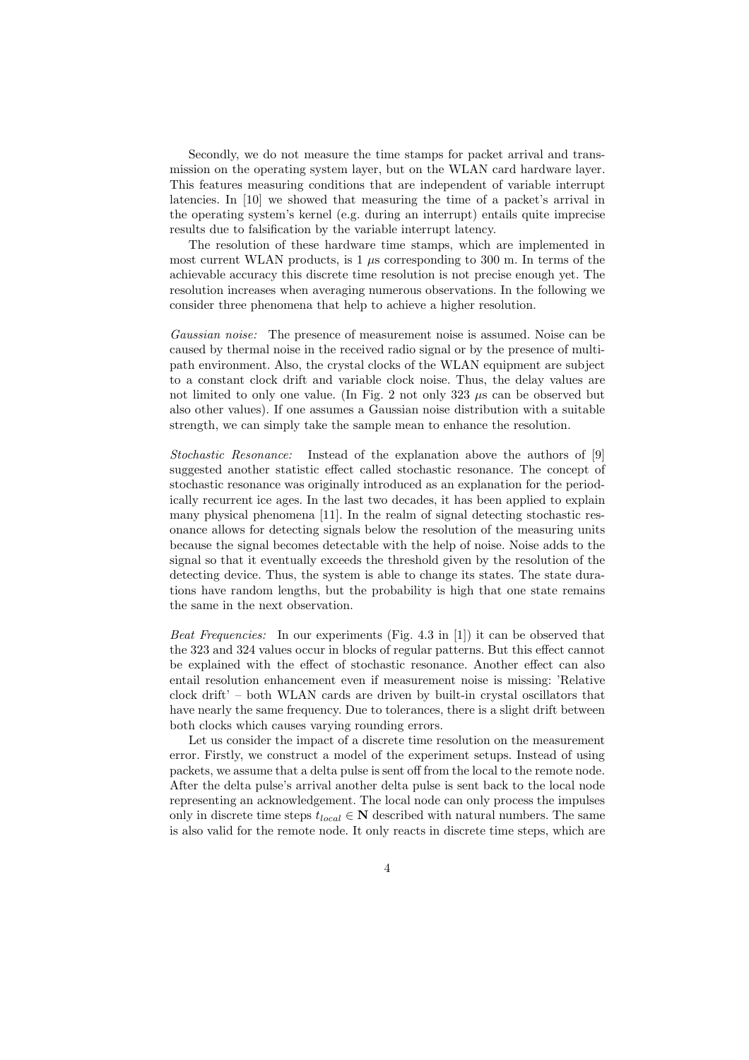Secondly, we do not measure the time stamps for packet arrival and transmission on the operating system layer, but on the WLAN card hardware layer. This features measuring conditions that are independent of variable interrupt latencies. In [10] we showed that measuring the time of a packet's arrival in the operating system's kernel (e.g. during an interrupt) entails quite imprecise results due to falsification by the variable interrupt latency.

The resolution of these hardware time stamps, which are implemented in most current WLAN products, is 1 $\mu$s corresponding to 300 m. In terms of the achievable accuracy this discrete time resolution is not precise enough yet. The resolution increases when averaging numerous observations. In the following we consider three phenomena that help to achieve a higher resolution.

*Gaussian noise:* The presence of measurement noise is assumed. Noise can be caused by thermal noise in the received radio signal or by the presence of multipath environment. Also, the crystal clocks of the WLAN equipment are subject to a constant clock drift and variable clock noise. Thus, the delay values are not limited to only one value. (In Fig. 2 not only 323 $\mu$s can be observed but also other values). If one assumes a Gaussian noise distribution with a suitable strength, we can simply take the sample mean to enhance the resolution.

*Stochastic Resonance:* Instead of the explanation above the authors of [9] suggested another statistic effect called stochastic resonance. The concept of stochastic resonance was originally introduced as an explanation for the periodically recurrent ice ages. In the last two decades, it has been applied to explain many physical phenomena [11]. In the realm of signal detecting stochastic resonance allows for detecting signals below the resolution of the measuring units because the signal becomes detectable with the help of noise. Noise adds to the signal so that it eventually exceeds the threshold given by the resolution of the detecting device. Thus, the system is able to change its states. The state durations have random lengths, but the probability is high that one state remains the same in the next observation.

*Beat Frequencies:* In our experiments (Fig. 4.3 in [1]) it can be observed that the 323 and 324 values occur in blocks of regular patterns. But this effect cannot be explained with the effect of stochastic resonance. Another effect can also entail resolution enhancement even if measurement noise is missing: 'Relative clock drift' – both WLAN cards are driven by built-in crystal oscillators that have nearly the same frequency. Due to tolerances, there is a slight drift between both clocks which causes varying rounding errors.

Let us consider the impact of a discrete time resolution on the measurement error. Firstly, we construct a model of the experiment setups. Instead of using packets, we assume that a delta pulse is sent off from the local to the remote node. After the delta pulse's arrival another delta pulse is sent back to the local node representing an acknowledgement. The local node can only process the impulses only in discrete time steps $t_{local} \in \mathbf{N}$ described with natural numbers. The same is also valid for the remote node. It only reacts in discrete time steps, which are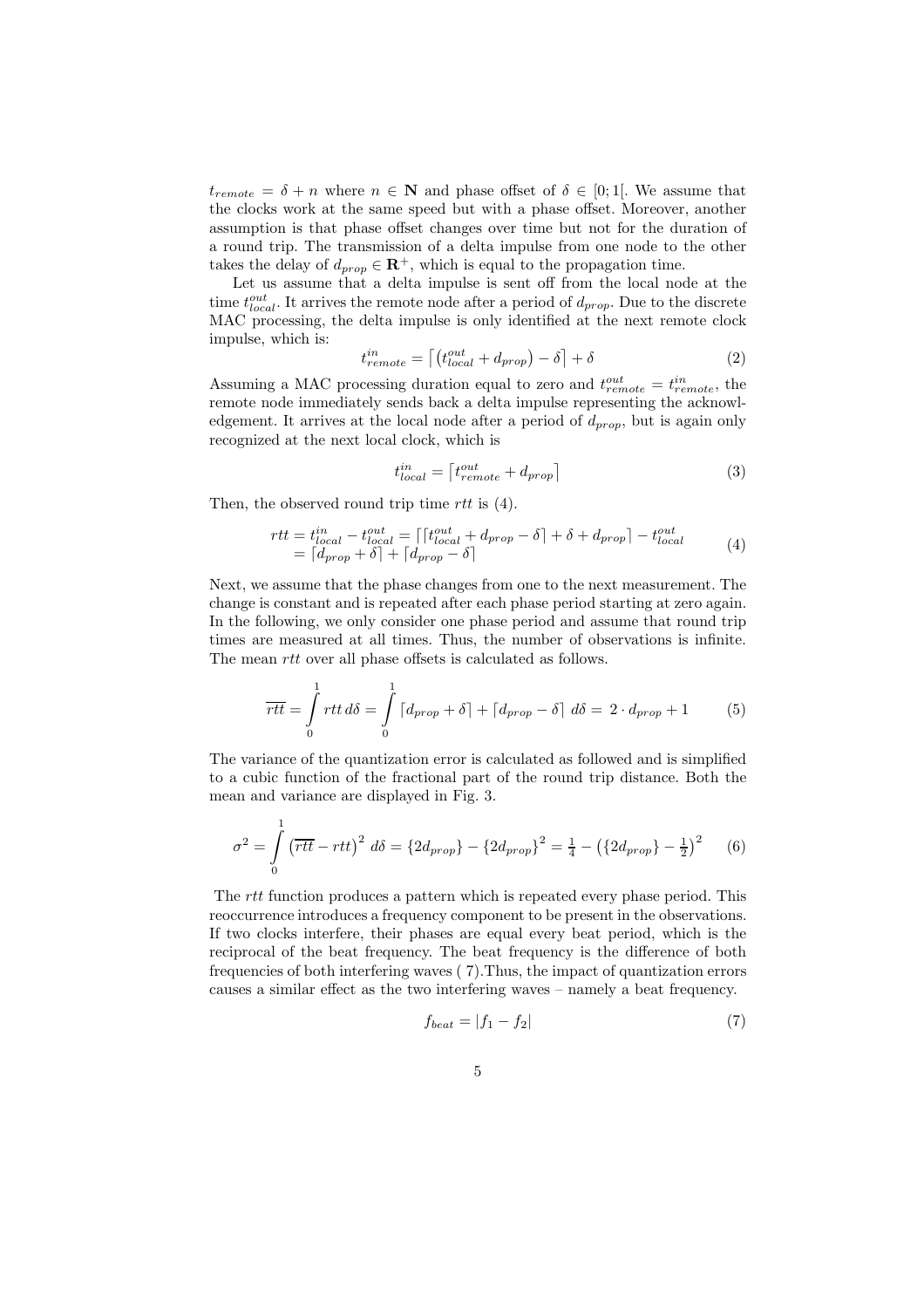$t_{remote} = \delta + n$ where $n \in \mathbf{N}$ and phase offset of $\delta \in [0;1[$. We assume that the clocks work at the same speed but with a phase offset. Moreover, another assumption is that phase offset changes over time but not for the duration of a round trip. The transmission of a delta impulse from one node to the other takes the delay of $d_{prop} \in \mathbf{R}^+$, which is equal to the propagation time.

Let us assume that a delta impulse is sent off from the local node at the time $t_{local}^{out}$. It arrives the remote node after a period of $d_{prop}$. Due to the discrete MAC processing, the delta impulse is only identified at the next remote clock impulse, which is:

$$t_{remote}^{in} = \left\lceil \left(t_{local}^{out} + d_{prop}\right) - \delta \right\rceil + \delta \tag{2}$$

Assuming a MAC processing duration equal to zero and $t_{remote}^{out} = t_{remote}^{in}$, the remote node immediately sends back a delta impulse representing the acknowledgement. It arrives at the local node after a period of $d_{prop}$, but is again only recognized at the next local clock, which is

$$t_{local}^{in} = \left\lceil t_{remote}^{out} + d_{prop} \right\rceil \tag{3}$$

Then, the observed round trip time $rtt$ is (4).

$$\begin{aligned} rtt &= t_{local}^{in} - t_{local}^{out} = \left\lceil \left\lceil t_{local}^{out} + d_{prop} - \delta \right\rceil + \delta + d_{prop} \right\rceil - t_{local}^{out} \\ &= \left\lceil d_{prop} + \delta \right\rceil + \left\lceil d_{prop} - \delta \right\rceil \end{aligned} \tag{4}$$

Next, we assume that the phase changes from one to the next measurement. The change is constant and is repeated after each phase period starting at zero again. In the following, we only consider one phase period and assume that round trip times are measured at all times. Thus, the number of observations is infinite. The mean $rtt$ over all phase offsets is calculated as follows.

$$\overline{rtt} = \int_0^1 rtt \, d\delta = \int_0^1 \left\lceil d_{prop} + \delta \right\rceil + \left\lceil d_{prop} - \delta \right\rceil \, d\delta = 2 \cdot d_{prop} + 1 \tag{5}$$

The variance of the quantization error is calculated as followed and is simplified to a cubic function of the fractional part of the round trip distance. Both the mean and variance are displayed in Fig. 3.

$$\sigma^2 = \int_0^1 \left(\overline{rtt} - rtt\right)^2 \, d\delta = \{2d_{prop}\} - \{2d_{prop}\}^2 = \tfrac{1}{4} - \left(\{2d_{prop}\} - \tfrac{1}{2}\right)^2 \tag{6}$$

The $rtt$ function produces a pattern which is repeated every phase period. This reoccurrence introduces a frequency component to be present in the observations. If two clocks interfere, their phases are equal every beat period, which is the reciprocal of the beat frequency. The beat frequency is the difference of both frequencies of both interfering waves ( 7).Thus, the impact of quantization errors causes a similar effect as the two interfering waves – namely a beat frequency.

$$f_{beat} = |f_1 - f_2| \tag{7}$$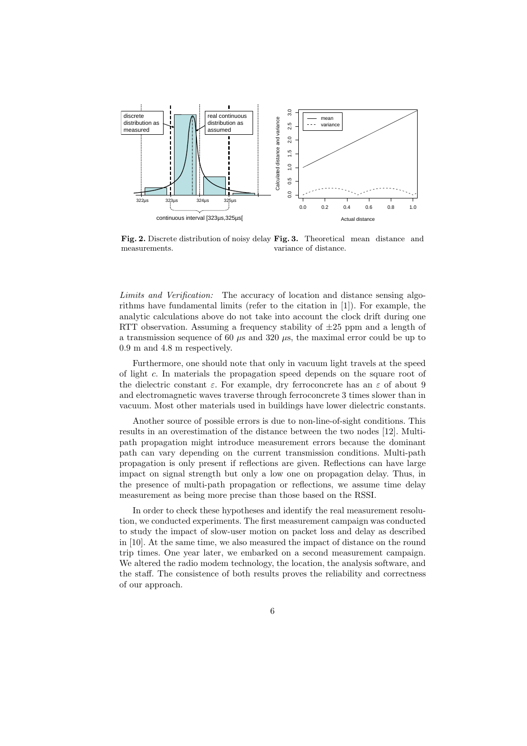discrete distribution as measured

real continuous distribution as assumed

322µs 323µs 324µs 325µs

continuous interval [323µs,325µs[

Calculated distance and variance

mean
variance

0.0 0.5 1.0 1.5 2.0 2.5 3.0

0.0 0.2 0.4 0.6 0.8 1.0

Actual distance

**Fig. 2.** Discrete distribution of noisy delay measurements.

**Fig. 3.** Theoretical mean distance and variance of distance.

*Limits and Verification:* The accuracy of location and distance sensing algorithms have fundamental limits (refer to the citation in [1]). For example, the analytic calculations above do not take into account the clock drift during one RTT observation. Assuming a frequency stability of $\pm 25$ ppm and a length of a transmission sequence of 60 $\mu$s and 320 $\mu$s, the maximal error could be up to 0.9 m and 4.8 m respectively.

Furthermore, one should note that only in vacuum light travels at the speed of light $c$. In materials the propagation speed depends on the square root of the dielectric constant $\varepsilon$. For example, dry ferroconcrete has an $\varepsilon$ of about 9 and electromagnetic waves traverse through ferroconcrete 3 times slower than in vacuum. Most other materials used in buildings have lower dielectric constants.

Another source of possible errors is due to non-line-of-sight conditions. This results in an overestimation of the distance between the two nodes [12]. Multi-path propagation might introduce measurement errors because the dominant path can vary depending on the current transmission conditions. Multi-path propagation is only present if reflections are given. Reflections can have large impact on signal strength but only a low one on propagation delay. Thus, in the presence of multi-path propagation or reflections, we assume time delay measurement as being more precise than those based on the RSSI.

In order to check these hypotheses and identify the real measurement resolution, we conducted experiments. The first measurement campaign was conducted to study the impact of slow-user motion on packet loss and delay as described in [10]. At the same time, we also measured the impact of distance on the round trip times. One year later, we embarked on a second measurement campaign. We altered the radio modem technology, the location, the analysis software, and the staff. The consistence of both results proves the reliability and correctness of our approach.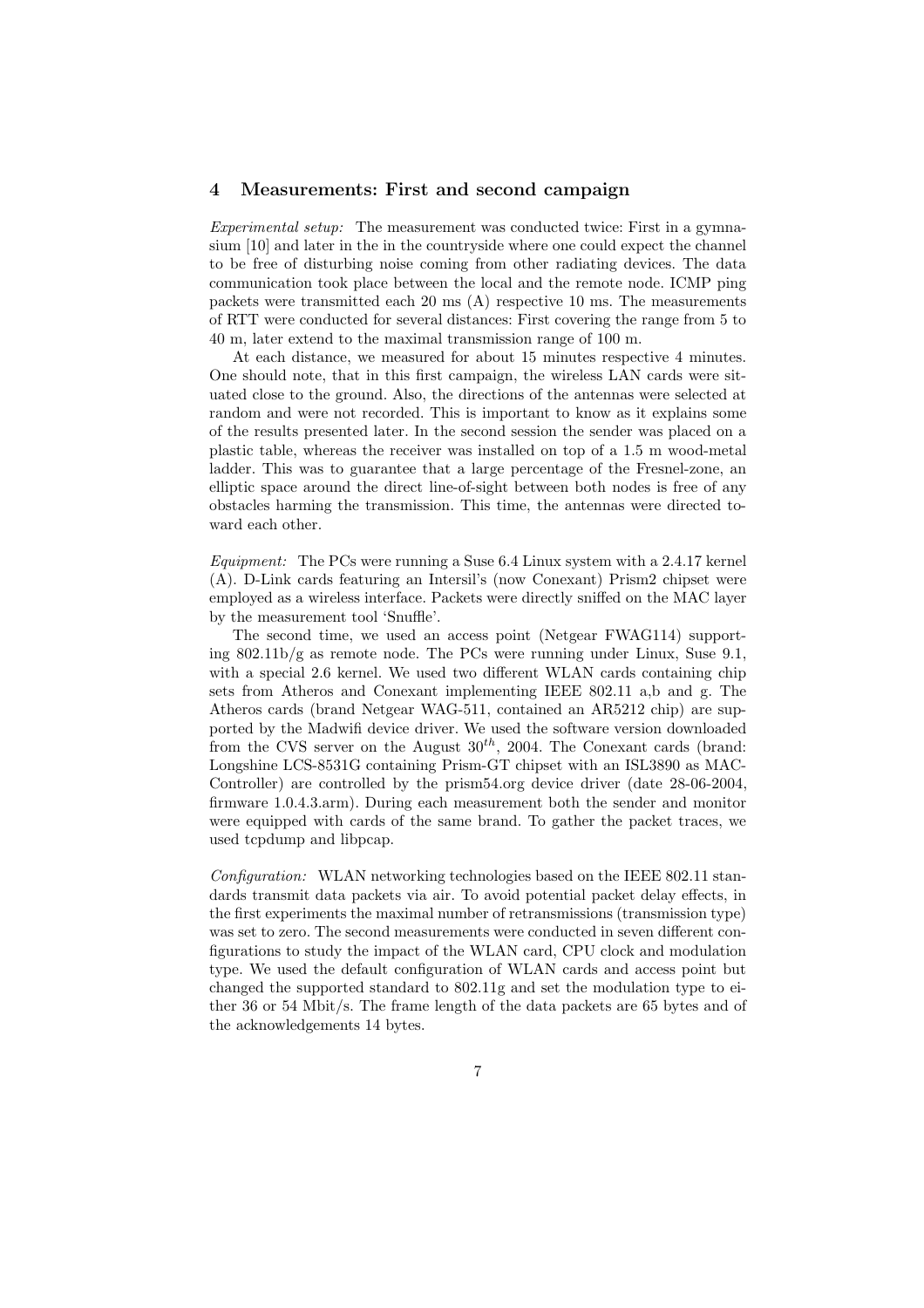## 4 Measurements: First and second campaign

*Experimental setup:* The measurement was conducted twice: First in a gymnasium [10] and later in the in the countryside where one could expect the channel to be free of disturbing noise coming from other radiating devices. The data communication took place between the local and the remote node. ICMP ping packets were transmitted each 20 ms (A) respective 10 ms. The measurements of RTT were conducted for several distances: First covering the range from 5 to 40 m, later extend to the maximal transmission range of 100 m.

At each distance, we measured for about 15 minutes respective 4 minutes. One should note, that in this first campaign, the wireless LAN cards were situated close to the ground. Also, the directions of the antennas were selected at random and were not recorded. This is important to know as it explains some of the results presented later. In the second session the sender was placed on a plastic table, whereas the receiver was installed on top of a 1.5 m wood-metal ladder. This was to guarantee that a large percentage of the Fresnel-zone, an elliptic space around the direct line-of-sight between both nodes is free of any obstacles harming the transmission. This time, the antennas were directed toward each other.

*Equipment:* The PCs were running a Suse 6.4 Linux system with a 2.4.17 kernel (A). D-Link cards featuring an Intersil's (now Conexant) Prism2 chipset were employed as a wireless interface. Packets were directly sniffed on the MAC layer by the measurement tool 'Snuffle'.

The second time, we used an access point (Netgear FWAG114) supporting 802.11b/g as remote node. The PCs were running under Linux, Suse 9.1, with a special 2.6 kernel. We used two different WLAN cards containing chip sets from Atheros and Conexant implementing IEEE 802.11 a,b and g. The Atheros cards (brand Netgear WAG-511, contained an AR5212 chip) are supported by the Madwifi device driver. We used the software version downloaded from the CVS server on the August $30^{th}$, 2004. The Conexant cards (brand: Longshine LCS-8531G containing Prism-GT chipset with an ISL3890 as MAC-Controller) are controlled by the prism54.org device driver (date 28-06-2004, firmware 1.0.4.3.arm). During each measurement both the sender and monitor were equipped with cards of the same brand. To gather the packet traces, we used tcpdump and libpcap.

*Configuration:* WLAN networking technologies based on the IEEE 802.11 standards transmit data packets via air. To avoid potential packet delay effects, in the first experiments the maximal number of retransmissions (transmission type) was set to zero. The second measurements were conducted in seven different configurations to study the impact of the WLAN card, CPU clock and modulation type. We used the default configuration of WLAN cards and access point but changed the supported standard to 802.11g and set the modulation type to either 36 or 54 Mbit/s. The frame length of the data packets are 65 bytes and of the acknowledgements 14 bytes.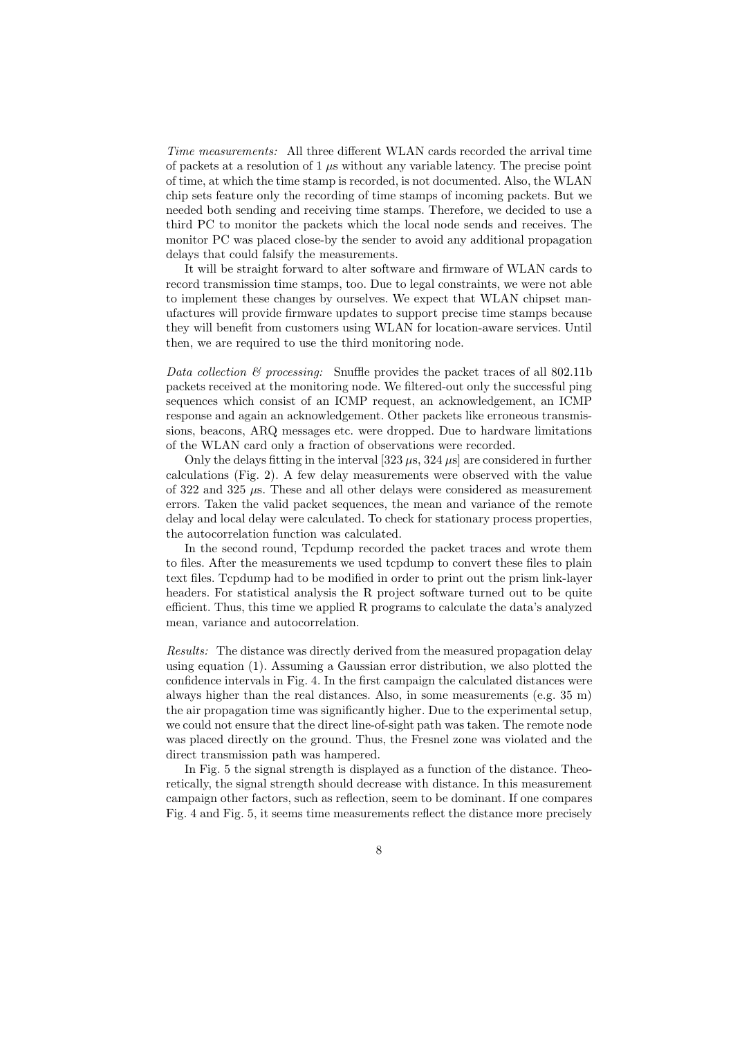*Time measurements:* All three different WLAN cards recorded the arrival time of packets at a resolution of 1 $\mu$s without any variable latency. The precise point of time, at which the time stamp is recorded, is not documented. Also, the WLAN chip sets feature only the recording of time stamps of incoming packets. But we needed both sending and receiving time stamps. Therefore, we decided to use a third PC to monitor the packets which the local node sends and receives. The monitor PC was placed close-by the sender to avoid any additional propagation delays that could falsify the measurements.

It will be straight forward to alter software and firmware of WLAN cards to record transmission time stamps, too. Due to legal constraints, we were not able to implement these changes by ourselves. We expect that WLAN chipset manufactures will provide firmware updates to support precise time stamps because they will benefit from customers using WLAN for location-aware services. Until then, we are required to use the third monitoring node.

*Data collection & processing:* Snuffle provides the packet traces of all 802.11b packets received at the monitoring node. We filtered-out only the successful ping sequences which consist of an ICMP request, an acknowledgement, an ICMP response and again an acknowledgement. Other packets like erroneous transmissions, beacons, ARQ messages etc. were dropped. Due to hardware limitations of the WLAN card only a fraction of observations were recorded.

Only the delays fitting in the interval [323 $\mu$s, 324 $\mu$s] are considered in further calculations (Fig. 2). A few delay measurements were observed with the value of 322 and 325 $\mu$s. These and all other delays were considered as measurement errors. Taken the valid packet sequences, the mean and variance of the remote delay and local delay were calculated. To check for stationary process properties, the autocorrelation function was calculated.

In the second round, Tcpdump recorded the packet traces and wrote them to files. After the measurements we used tcpdump to convert these files to plain text files. Tcpdump had to be modified in order to print out the prism link-layer headers. For statistical analysis the R project software turned out to be quite efficient. Thus, this time we applied R programs to calculate the data's analyzed mean, variance and autocorrelation.

*Results:* The distance was directly derived from the measured propagation delay using equation (1). Assuming a Gaussian error distribution, we also plotted the confidence intervals in Fig. 4. In the first campaign the calculated distances were always higher than the real distances. Also, in some measurements (e.g. 35 m) the air propagation time was significantly higher. Due to the experimental setup, we could not ensure that the direct line-of-sight path was taken. The remote node was placed directly on the ground. Thus, the Fresnel zone was violated and the direct transmission path was hampered.

In Fig. 5 the signal strength is displayed as a function of the distance. Theoretically, the signal strength should decrease with distance. In this measurement campaign other factors, such as reflection, seem to be dominant. If one compares Fig. 4 and Fig. 5, it seems time measurements reflect the distance more precisely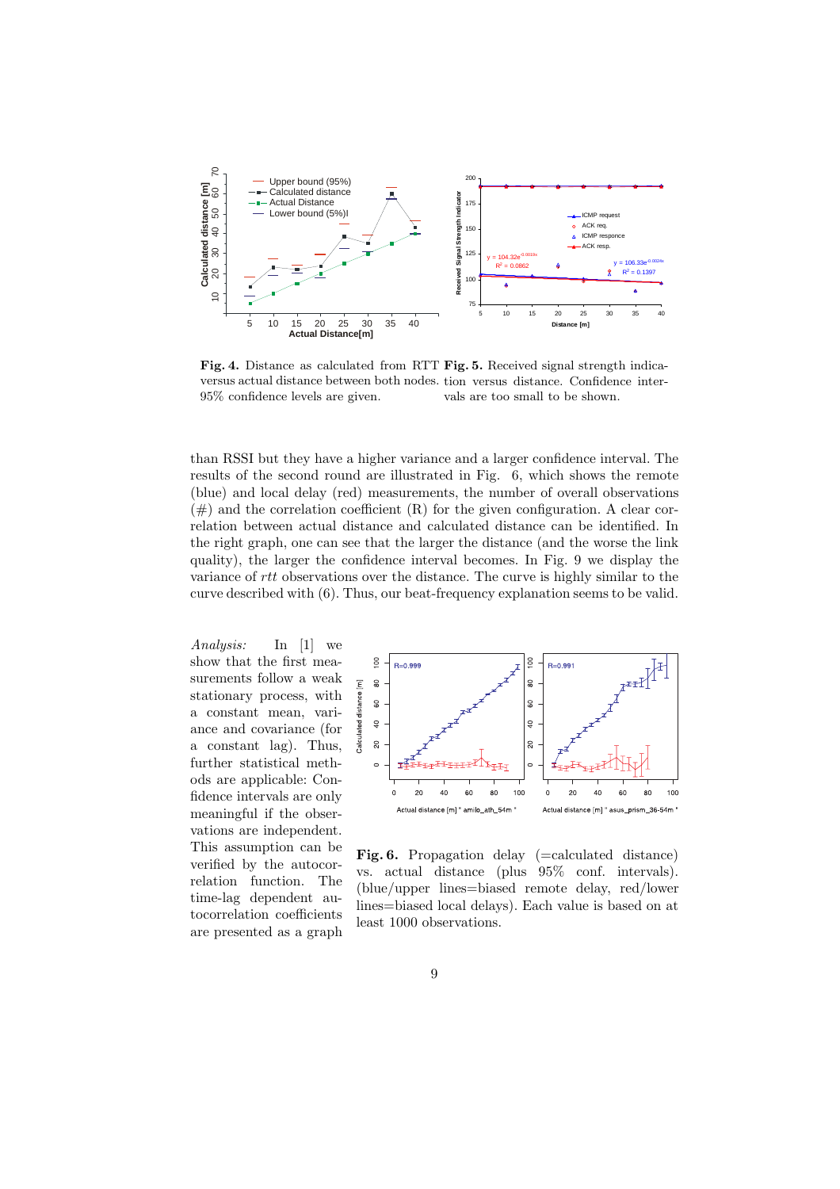Upper bound (95%)
Calculated distance
Actual Distance
Lower bound (5%)l
Calculated distance [m]
10 20 30 40 50 60 70
5 10 15 20 25 30 35 40
Actual Distance[m]

Fig. 4. Distance as calculated from RTT versus actual distance between both nodes. 95% confidence levels are given.

Received Signal Strength Indicator
200 175 150 125 100 75
5 10 15 20 25 30 35 40
Distance [m]
ICMP request
ACK req.
ICMP responce
ACK resp.
y = 104.32e$^{-0.0019x}$
$R^2$ = 0.0862
y = 106.33e$^{-0.0024x}$
$R^2$ = 0.1397

Fig. 5. Received signal strength indication versus distance. Confidence intervals are too small to be shown.

than RSSI but they have a higher variance and a larger confidence interval. The results of the second round are illustrated in Fig. 6, which shows the remote (blue) and local delay (red) measurements, the number of overall observations (#) and the correlation coefficient (R) for the given configuration. A clear correlation between actual distance and calculated distance can be identified. In the right graph, one can see that the larger the distance (and the worse the link quality), the larger the confidence interval becomes. In Fig. 9 we display the variance of *rtt* observations over the distance. The curve is highly similar to the curve described with (6). Thus, our beat-frequency explanation seems to be valid.

*Analysis:* In [1] we show that the first measurements follow a weak stationary process, with a constant mean, variance and covariance (for a constant lag). Thus, further statistical methods are applicable: Confidence intervals are only meaningful if the observations are independent. This assumption can be verified by the autocorrelation function. The time-lag dependent autocorrelation coefficients are presented as a graph

R=0.999
R=0.991
Calculated distance [m]
0 20 40 60 80 100
0 20 40 60 80 100
Actual distance [m] " amilo_ath_54m "
Actual distance [m] " asus_prism_36-54m "

Fig. 6. Propagation delay (=calculated distance) vs. actual distance (plus 95% conf. intervals). (blue/upper lines=biased remote delay, red/lower lines=biased local delays). Each value is based on at least 1000 observations.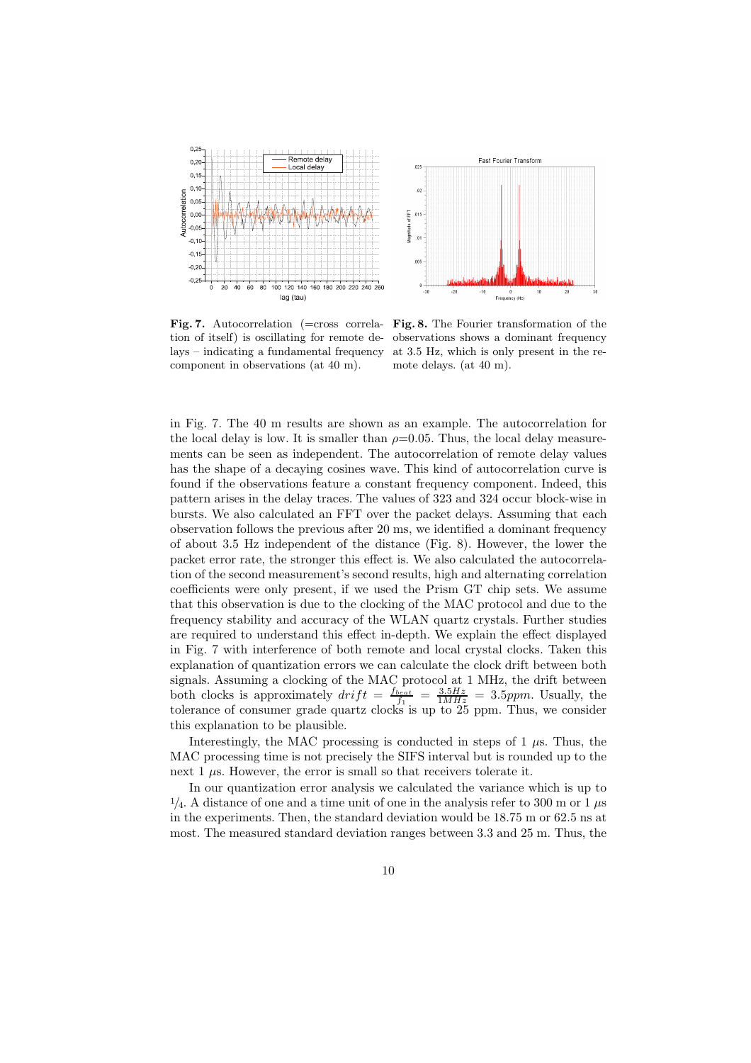0,25
0,20
0,15
0,10
0,05
0,00
-0,05
-0,10
-0,15
-0,20
-0,25
Autocorrelation
0 20 40 60 80 100 120 140 160 180 200 220 240 260
lag (tau)
Remote delay
Local delay

**Fig. 7.** Autocorrelation (=cross correlation of itself) is oscillating for remote delays – indicating a fundamental frequency component in observations (at 40 m).

Fast Fourier Transform
.025
.02
.015
.01
.005
0
Magnitude of FFT
-30 -20 -10 0 10 20 30
Frequency (Hz)

**Fig. 8.** The Fourier transformation of the observations shows a dominant frequency at 3.5 Hz, which is only present in the remote delays. (at 40 m).

in Fig. 7. The 40 m results are shown as an example. The autocorrelation for the local delay is low. It is smaller than $\rho$=0.05. Thus, the local delay measurements can be seen as independent. The autocorrelation of remote delay values has the shape of a decaying cosines wave. This kind of autocorrelation curve is found if the observations feature a constant frequency component. Indeed, this pattern arises in the delay traces. The values of 323 and 324 occur block-wise in bursts. We also calculated an FFT over the packet delays. Assuming that each observation follows the previous after 20 ms, we identified a dominant frequency of about 3.5 Hz independent of the distance (Fig. 8). However, the lower the packet error rate, the stronger this effect is. We also calculated the autocorrelation of the second measurement's second results, high and alternating correlation coefficients were only present, if we used the Prism GT chip sets. We assume that this observation is due to the clocking of the MAC protocol and due to the frequency stability and accuracy of the WLAN quartz crystals. Further studies are required to understand this effect in-depth. We explain the effect displayed in Fig. 7 with interference of both remote and local crystal clocks. Taken this explanation of quantization errors we can calculate the clock drift between both signals. Assuming a clocking of the MAC protocol at 1 MHz, the drift between both clocks is approximately $drift = \frac{f_{beat}}{f_1} = \frac{3.5Hz}{1MHz} = 3.5ppm$. Usually, the tolerance of consumer grade quartz clocks is up to 25 ppm. Thus, we consider this explanation to be plausible.

Interestingly, the MAC processing is conducted in steps of 1 $\mu$s. Thus, the MAC processing time is not precisely the SIFS interval but is rounded up to the next 1 $\mu$s. However, the error is small so that receivers tolerate it.

In our quantization error analysis we calculated the variance which is up to $^1/_4$. A distance of one and a time unit of one in the analysis refer to 300 m or 1 $\mu$s in the experiments. Then, the standard deviation would be 18.75 m or 62.5 ns at most. The measured standard deviation ranges between 3.3 and 25 m. Thus, the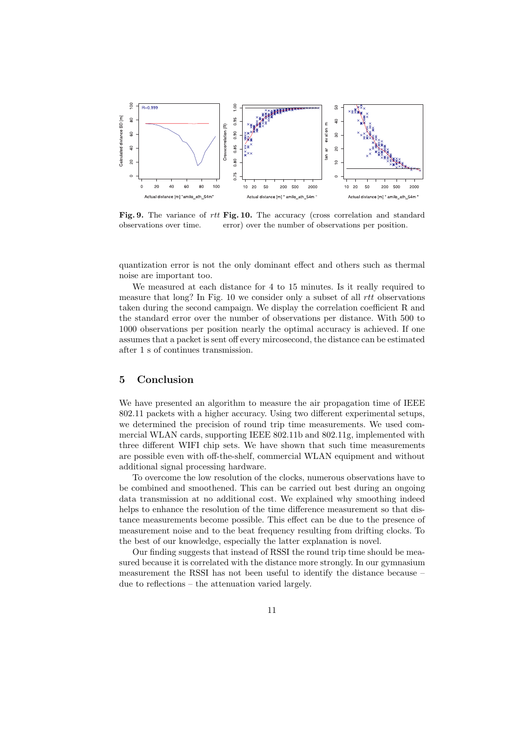R=0.999

Calculated distance SD [m]

0 20 40 60 80 100

Actual distance [m] "amilo_ath_54m"

Crosscorrelation (R)

0.75 0.80 0.85 0.90 0.95 1.00

10 20 50 200 500 2000

Actual distance [m] " amilo_ath_54m "

0 10 20 30 40 50

10 20 50 200 500 2000

Actual distance [m] " amilo_ath_54m "

**Fig. 9.** The variance of *rtt* observations over time.

**Fig. 10.** The accuracy (cross correlation and standard error) over the number of observations per position.

quantization error is not the only dominant effect and others such as thermal noise are important too.

We measured at each distance for 4 to 15 minutes. Is it really required to measure that long? In Fig. 10 we consider only a subset of all *rtt* observations taken during the second campaign. We display the correlation coefficient R and the standard error over the number of observations per distance. With 500 to 1000 observations per position nearly the optimal accuracy is achieved. If one assumes that a packet is sent off every mircosecond, the distance can be estimated after 1 s of continues transmission.

## 5 Conclusion

We have presented an algorithm to measure the air propagation time of IEEE 802.11 packets with a higher accuracy. Using two different experimental setups, we determined the precision of round trip time measurements. We used commercial WLAN cards, supporting IEEE 802.11b and 802.11g, implemented with three different WIFI chip sets. We have shown that such time measurements are possible even with off-the-shelf, commercial WLAN equipment and without additional signal processing hardware.

To overcome the low resolution of the clocks, numerous observations have to be combined and smoothened. This can be carried out best during an ongoing data transmission at no additional cost. We explained why smoothing indeed helps to enhance the resolution of the time difference measurement so that distance measurements become possible. This effect can be due to the presence of measurement noise and to the beat frequency resulting from drifting clocks. To the best of our knowledge, especially the latter explanation is novel.

Our finding suggests that instead of RSSI the round trip time should be measured because it is correlated with the distance more strongly. In our gymnasium measurement the RSSI has not been useful to identify the distance because – due to reflections – the attenuation varied largely.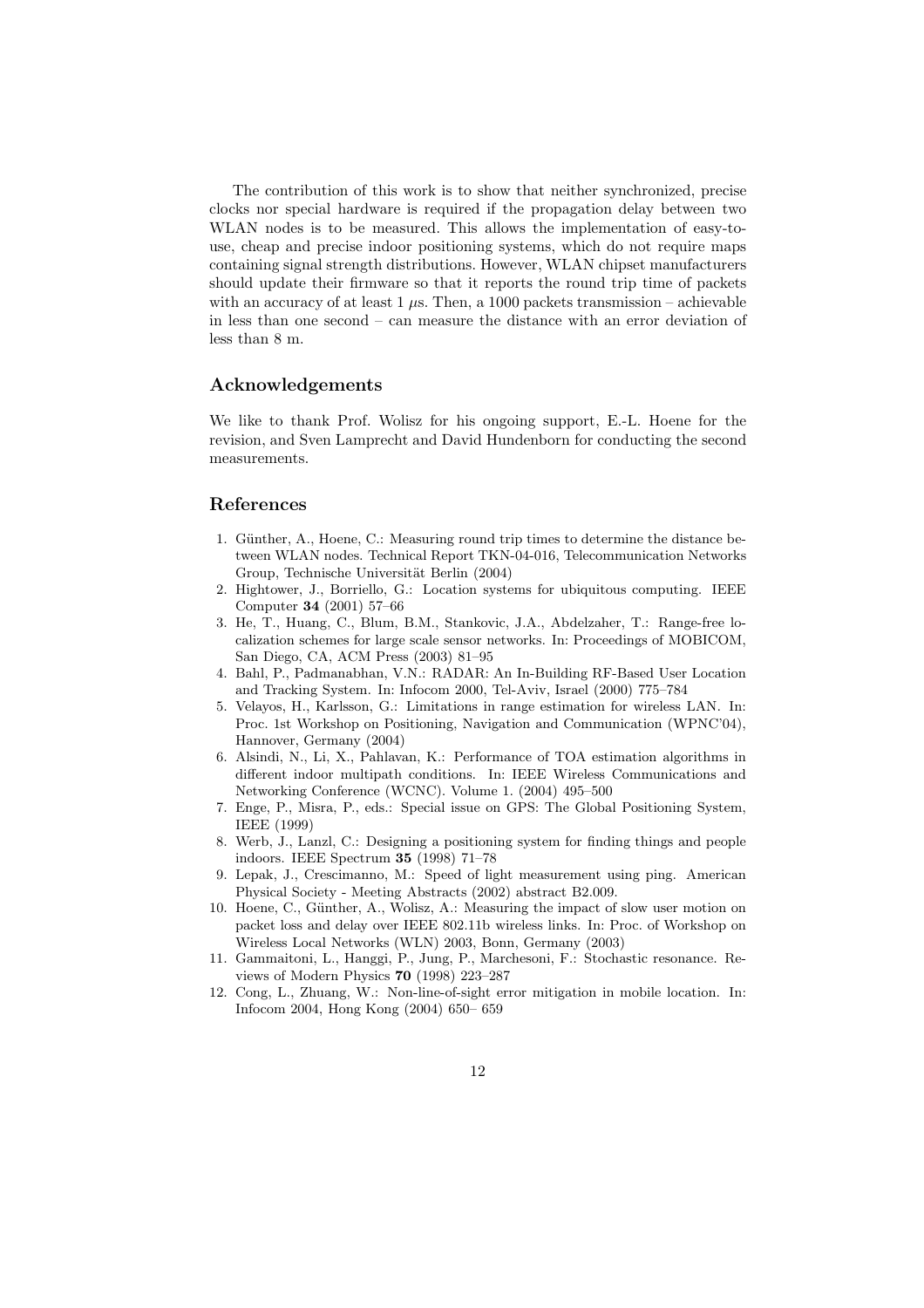The contribution of this work is to show that neither synchronized, precise clocks nor special hardware is required if the propagation delay between two WLAN nodes is to be measured. This allows the implementation of easy-to-use, cheap and precise indoor positioning systems, which do not require maps containing signal strength distributions. However, WLAN chipset manufacturers should update their firmware so that it reports the round trip time of packets with an accuracy of at least 1 $\mu$s. Then, a 1000 packets transmission – achievable in less than one second – can measure the distance with an error deviation of less than 8 m.

## Acknowledgements

We like to thank Prof. Wolisz for his ongoing support, E.-L. Hoene for the revision, and Sven Lamprecht and David Hundenborn for conducting the second measurements.

## References

1. Günther, A., Hoene, C.: Measuring round trip times to determine the distance between WLAN nodes. Technical Report TKN-04-016, Telecommunication Networks Group, Technische Universität Berlin (2004)
2. Hightower, J., Borriello, G.: Location systems for ubiquitous computing. IEEE Computer **34** (2001) 57–66
3. He, T., Huang, C., Blum, B.M., Stankovic, J.A., Abdelzaher, T.: Range-free localization schemes for large scale sensor networks. In: Proceedings of MOBICOM, San Diego, CA, ACM Press (2003) 81–95
4. Bahl, P., Padmanabhan, V.N.: RADAR: An In-Building RF-Based User Location and Tracking System. In: Infocom 2000, Tel-Aviv, Israel (2000) 775–784
5. Velayos, H., Karlsson, G.: Limitations in range estimation for wireless LAN. In: Proc. 1st Workshop on Positioning, Navigation and Communication (WPNC'04), Hannover, Germany (2004)
6. Alsindi, N., Li, X., Pahlavan, K.: Performance of TOA estimation algorithms in different indoor multipath conditions. In: IEEE Wireless Communications and Networking Conference (WCNC). Volume 1. (2004) 495–500
7. Enge, P., Misra, P., eds.: Special issue on GPS: The Global Positioning System, IEEE (1999)
8. Werb, J., Lanzl, C.: Designing a positioning system for finding things and people indoors. IEEE Spectrum **35** (1998) 71–78
9. Lepak, J., Crescimanno, M.: Speed of light measurement using ping. American Physical Society - Meeting Abstracts (2002) abstract B2.009.
10. Hoene, C., Günther, A., Wolisz, A.: Measuring the impact of slow user motion on packet loss and delay over IEEE 802.11b wireless links. In: Proc. of Workshop on Wireless Local Networks (WLN) 2003, Bonn, Germany (2003)
11. Gammaitoni, L., Hanggi, P., Jung, P., Marchesoni, F.: Stochastic resonance. Reviews of Modern Physics **70** (1998) 223–287
12. Cong, L., Zhuang, W.: Non-line-of-sight error mitigation in mobile location. In: Infocom 2004, Hong Kong (2004) 650– 659